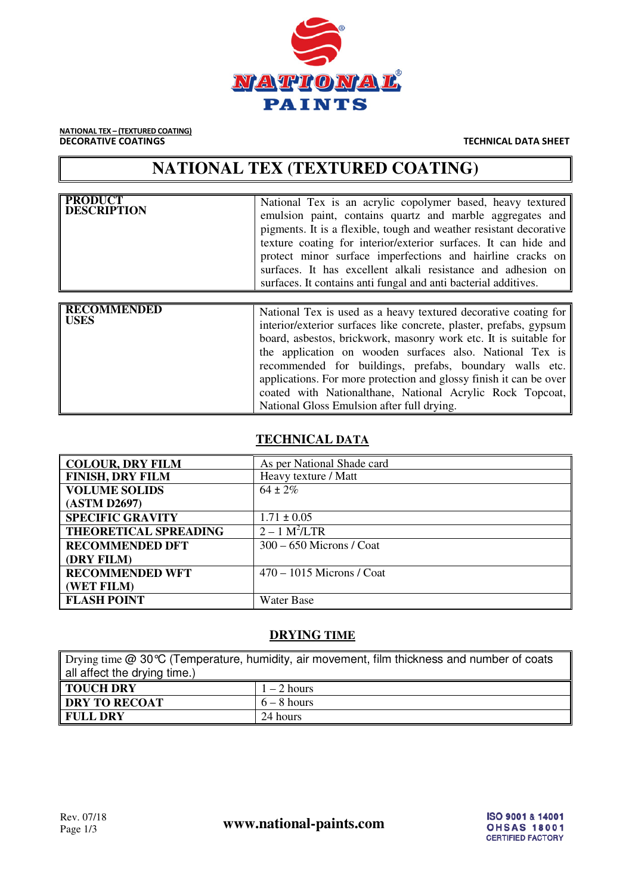**NATIONAL TEX – (TEXTURED COATING)**
**DECORATIVE COATINGS**

**TECHNICAL DATA SHEET**

# NATIONAL TEX (TEXTURED COATING)

| | |
|---|---|
| **PRODUCT DESCRIPTION** | National Tex is an acrylic copolymer based, heavy textured emulsion paint, contains quartz and marble aggregates and pigments. It is a flexible, tough and weather resistant decorative texture coating for interior/exterior surfaces. It can hide and protect minor surface imperfections and hairline cracks on surfaces. It has excellent alkali resistance and adhesion on surfaces. It contains anti fungal and anti bacterial additives. |

| | |
|---|---|
| **RECOMMENDED USES** | National Tex is used as a heavy textured decorative coating for interior/exterior surfaces like concrete, plaster, prefabs, gypsum board, asbestos, brickwork, masonry work etc. It is suitable for the application on wooden surfaces also. National Tex is recommended for buildings, prefabs, boundary walls etc. applications. For more protection and glossy finish it can be over coated with Nationalthane, National Acrylic Rock Topcoat, National Gloss Emulsion after full drying. |

## TECHNICAL DATA

| | |
|---|---|
| **COLOUR, DRY FILM** | As per National Shade card |
| **FINISH, DRY FILM** | Heavy texture / Matt |
| **VOLUME SOLIDS (ASTM D2697)** | 64 ± 2% |
| **SPECIFIC GRAVITY** | 1.71 ± 0.05 |
| **THEORETICAL SPREADING** | 2 – 1 $M^2$/LTR |
| **RECOMMENDED DFT (DRY FILM)** | 300 – 650 Microns / Coat |
| **RECOMMENDED WFT (WET FILM)** | 470 – 1015 Microns / Coat |
| **FLASH POINT** | Water Base |

## DRYING TIME

Drying time @ 30℃ (Temperature, humidity, air movement, film thickness and number of coats all affect the drying time.)

| | |
|---|---|
| **TOUCH DRY** | 1 – 2 hours |
| **DRY TO RECOAT** | 6 – 8 hours |
| **FULL DRY** | 24 hours |

Rev. 07/18

www.national-paints.com

ISO 9001 & 14001
OHSAS 18001
CERTIFIED FACTORY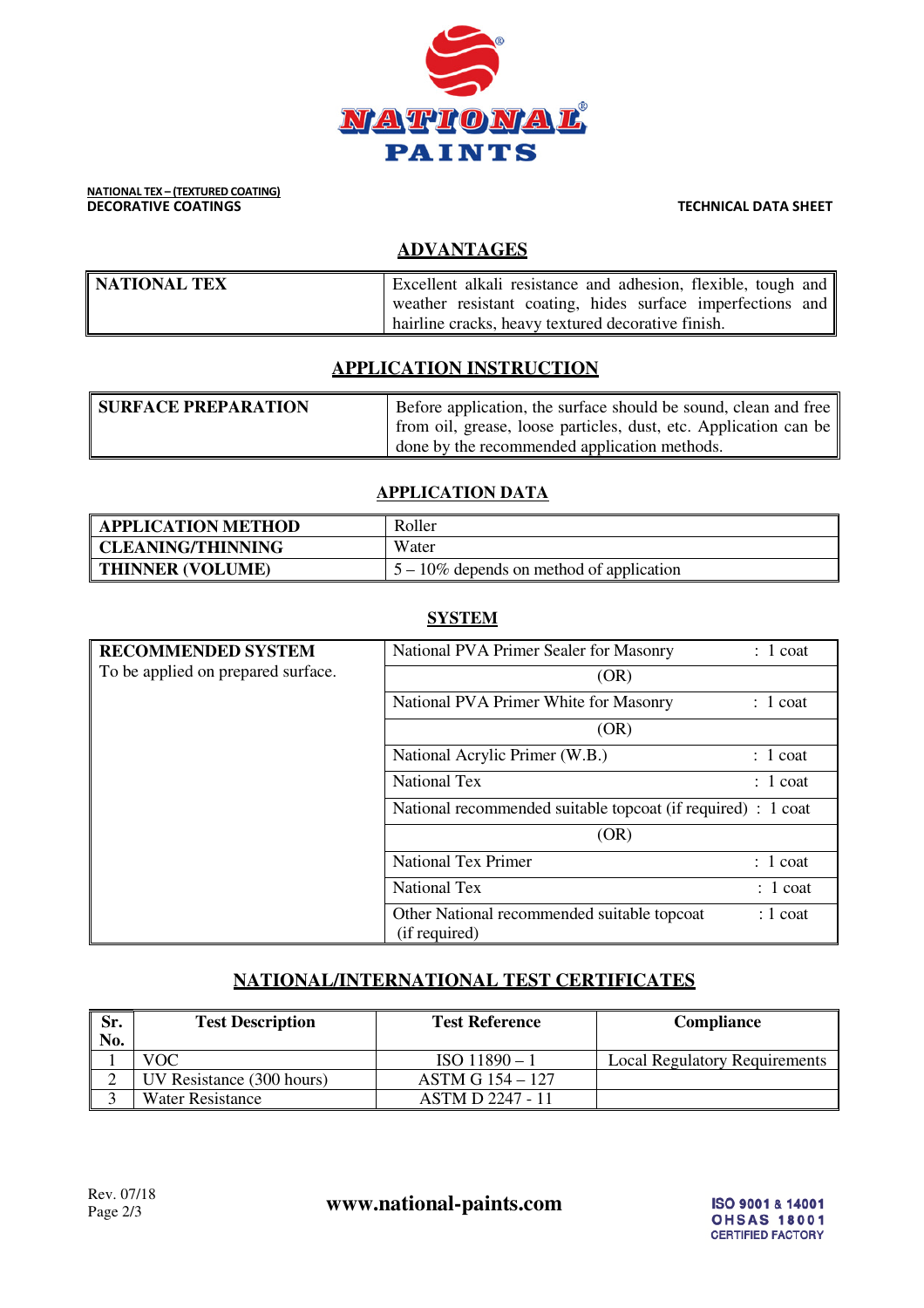**NATIONAL TEX – (TEXTURED COATING)**
**DECORATIVE COATINGS**

**TECHNICAL DATA SHEET**

## ADVANTAGES

| | |
|---|---|
| **NATIONAL TEX** | Excellent alkali resistance and adhesion, flexible, tough and weather resistant coating, hides surface imperfections and hairline cracks, heavy textured decorative finish. |

## APPLICATION INSTRUCTION

| | |
|---|---|
| **SURFACE PREPARATION** | Before application, the surface should be sound, clean and free from oil, grease, loose particles, dust, etc. Application can be done by the recommended application methods. |

## APPLICATION DATA

| | |
|---|---|
| **APPLICATION METHOD** | Roller |
| **CLEANING/THINNING** | Water |
| **THINNER (VOLUME)** | 5 – 10% depends on method of application |

## SYSTEM

| | | |
|---|---|---|
| **RECOMMENDED SYSTEM** To be applied on prepared surface. | National PVA Primer Sealer for Masonry | : 1 coat |
| | (OR) | |
| | National PVA Primer White for Masonry | : 1 coat |
| | (OR) | |
| | National Acrylic Primer (W.B.) | : 1 coat |
| | National Tex | : 1 coat |
| | National recommended suitable topcoat (if required) | : 1 coat |
| | (OR) | |
| | National Tex Primer | : 1 coat |
| | National Tex | : 1 coat |
| | Other National recommended suitable topcoat (if required) | : 1 coat |

## NATIONAL/INTERNATIONAL TEST CERTIFICATES

| Sr. No. | Test Description | Test Reference | Compliance |
|---|---|---|---|
| 1 | VOC | ISO 11890 – 1 | Local Regulatory Requirements |
| 2 | UV Resistance (300 hours) | ASTM G 154 – 127 | |
| 3 | Water Resistance | ASTM D 2247 - 11 | |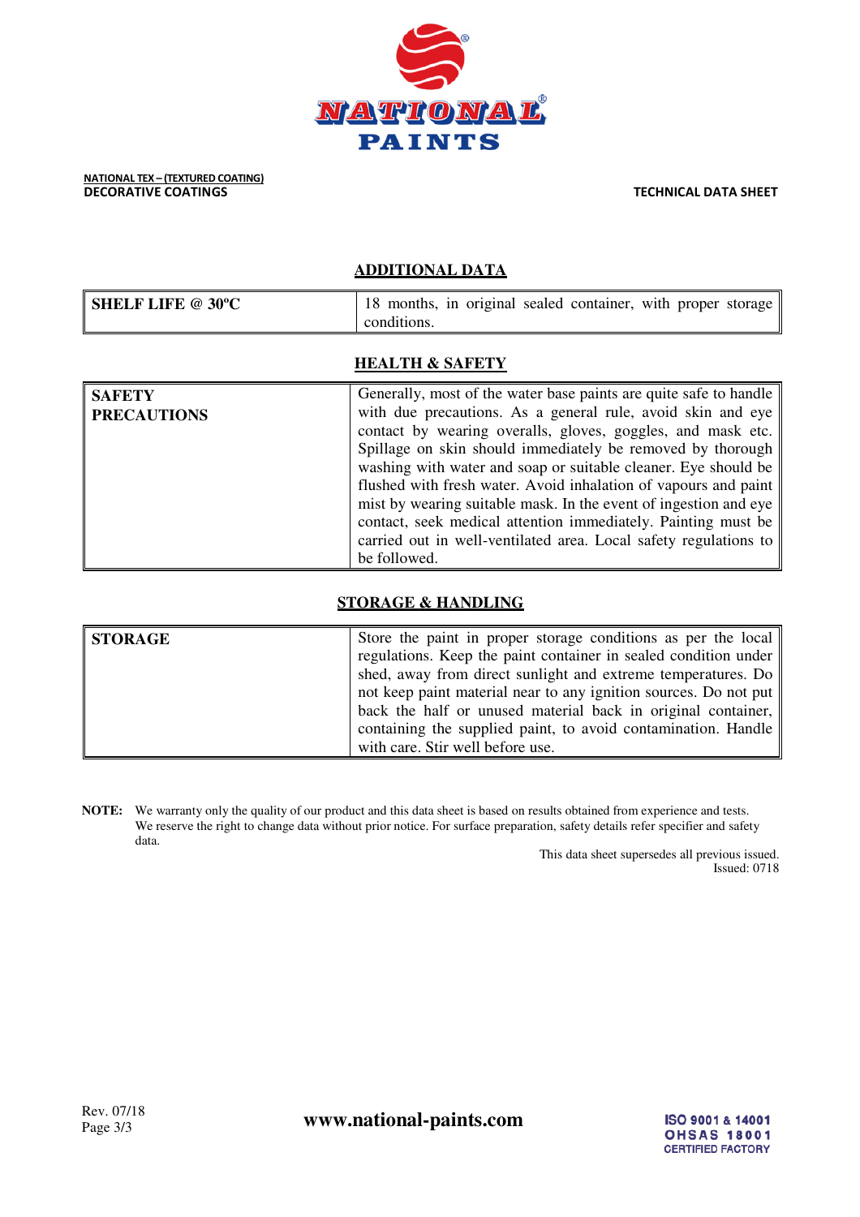NATIONAL TEX – (TEXTURED COATING)
DECORATIVE COATINGS

TECHNICAL DATA SHEET

## ADDITIONAL DATA

| | |
|---|---|
| **SHELF LIFE @ 30ºC** | 18 months, in original sealed container, with proper storage conditions. |

## HEALTH & SAFETY

| | |
|---|---|
| **SAFETY PRECAUTIONS** | Generally, most of the water base paints are quite safe to handle with due precautions. As a general rule, avoid skin and eye contact by wearing overalls, gloves, goggles, and mask etc. Spillage on skin should immediately be removed by thorough washing with water and soap or suitable cleaner. Eye should be flushed with fresh water. Avoid inhalation of vapours and paint mist by wearing suitable mask. In the event of ingestion and eye contact, seek medical attention immediately. Painting must be carried out in well-ventilated area. Local safety regulations to be followed. |

## STORAGE & HANDLING

| | |
|---|---|
| **STORAGE** | Store the paint in proper storage conditions as per the local regulations. Keep the paint container in sealed condition under shed, away from direct sunlight and extreme temperatures. Do not keep paint material near to any ignition sources. Do not put back the half or unused material back in original container, containing the supplied paint, to avoid contamination. Handle with care. Stir well before use. |

**NOTE:** We warranty only the quality of our product and this data sheet is based on results obtained from experience and tests. We reserve the right to change data without prior notice. For surface preparation, safety details refer specifier and safety data.

This data sheet supersedes all previous issued.
Issued: 0718

Rev. 07/18

www.national-paints.com

ISO 9001 & 14001
OHSAS 18001
CERTIFIED FACTORY